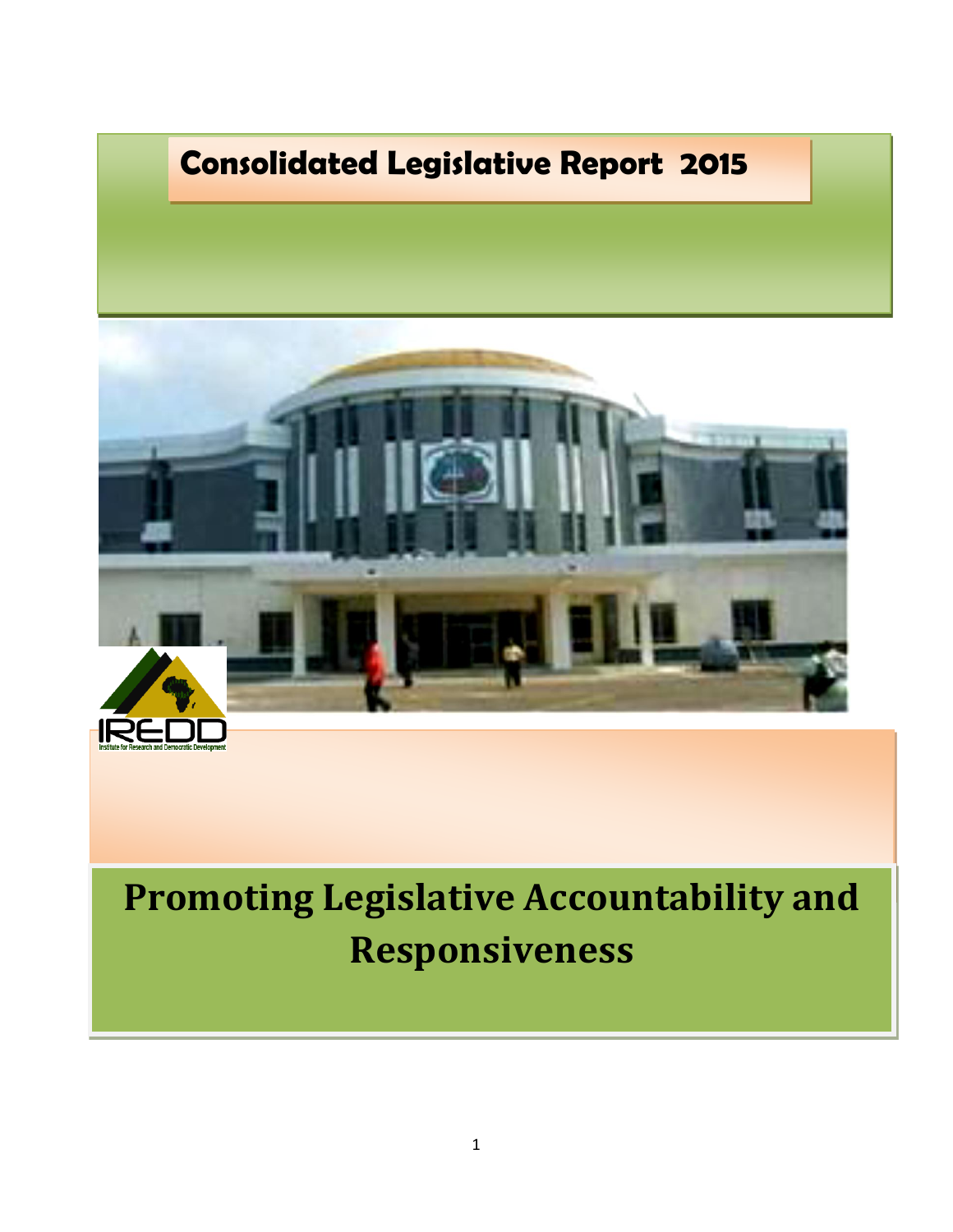# Consolidated Legislative Report 2015

IREDD

Institute for Research and Democratic Development

# Promoting Legislative Accountability and Responsiveness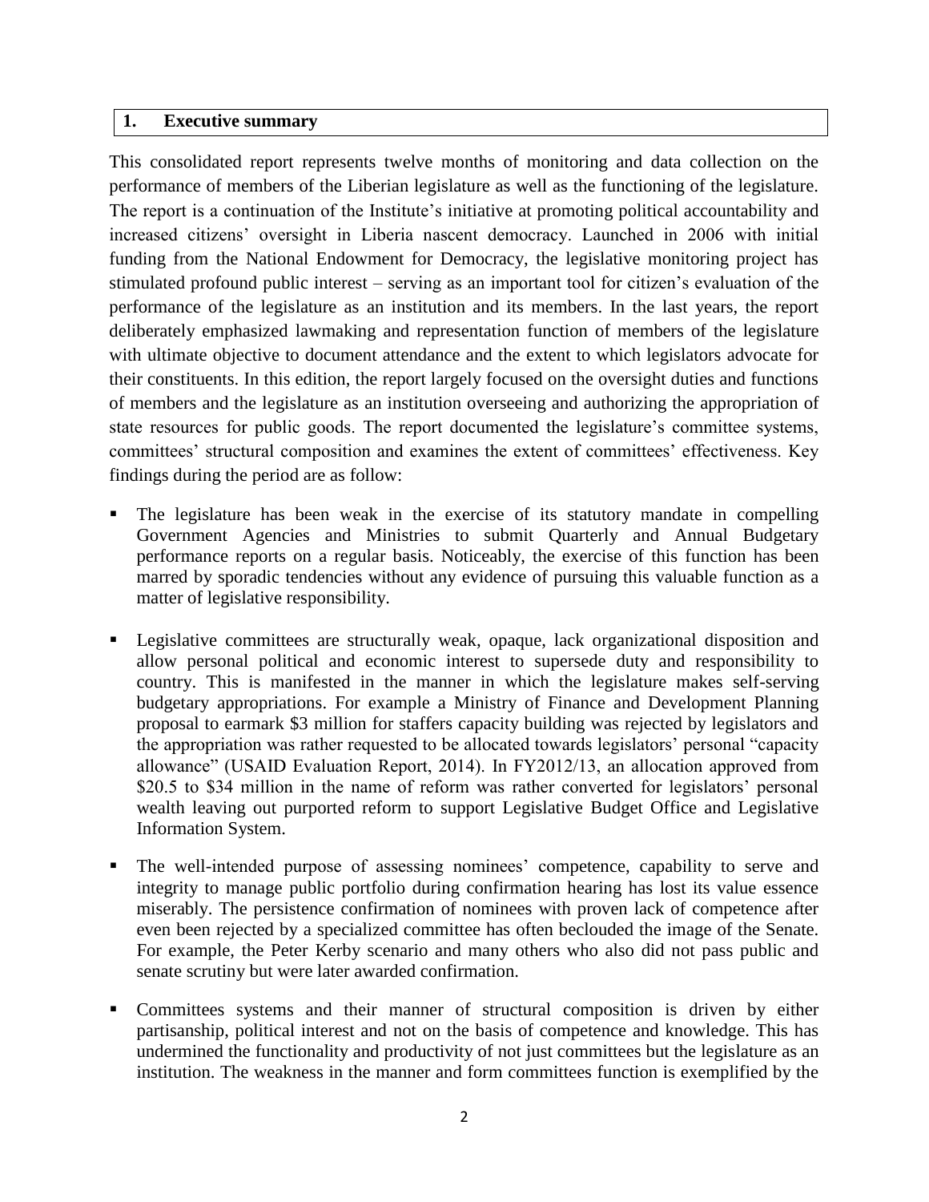## 1. Executive summary

This consolidated report represents twelve months of monitoring and data collection on the performance of members of the Liberian legislature as well as the functioning of the legislature. The report is a continuation of the Institute's initiative at promoting political accountability and increased citizens' oversight in Liberia nascent democracy. Launched in 2006 with initial funding from the National Endowment for Democracy, the legislative monitoring project has stimulated profound public interest – serving as an important tool for citizen's evaluation of the performance of the legislature as an institution and its members. In the last years, the report deliberately emphasized lawmaking and representation function of members of the legislature with ultimate objective to document attendance and the extent to which legislators advocate for their constituents. In this edition, the report largely focused on the oversight duties and functions of members and the legislature as an institution overseeing and authorizing the appropriation of state resources for public goods. The report documented the legislature's committee systems, committees' structural composition and examines the extent of committees' effectiveness. Key findings during the period are as follow:

- The legislature has been weak in the exercise of its statutory mandate in compelling Government Agencies and Ministries to submit Quarterly and Annual Budgetary performance reports on a regular basis. Noticeably, the exercise of this function has been marred by sporadic tendencies without any evidence of pursuing this valuable function as a matter of legislative responsibility.

- Legislative committees are structurally weak, opaque, lack organizational disposition and allow personal political and economic interest to supersede duty and responsibility to country. This is manifested in the manner in which the legislature makes self-serving budgetary appropriations. For example a Ministry of Finance and Development Planning proposal to earmark $3 million for staffers capacity building was rejected by legislators and the appropriation was rather requested to be allocated towards legislators' personal "capacity allowance" (USAID Evaluation Report, 2014). In FY2012/13, an allocation approved from $20.5 to $34 million in the name of reform was rather converted for legislators' personal wealth leaving out purported reform to support Legislative Budget Office and Legislative Information System.

- The well-intended purpose of assessing nominees' competence, capability to serve and integrity to manage public portfolio during confirmation hearing has lost its value essence miserably. The persistence confirmation of nominees with proven lack of competence after even been rejected by a specialized committee has often beclouded the image of the Senate. For example, the Peter Kerby scenario and many others who also did not pass public and senate scrutiny but were later awarded confirmation.

- Committees systems and their manner of structural composition is driven by either partisanship, political interest and not on the basis of competence and knowledge. This has undermined the functionality and productivity of not just committees but the legislature as an institution. The weakness in the manner and form committees function is exemplified by the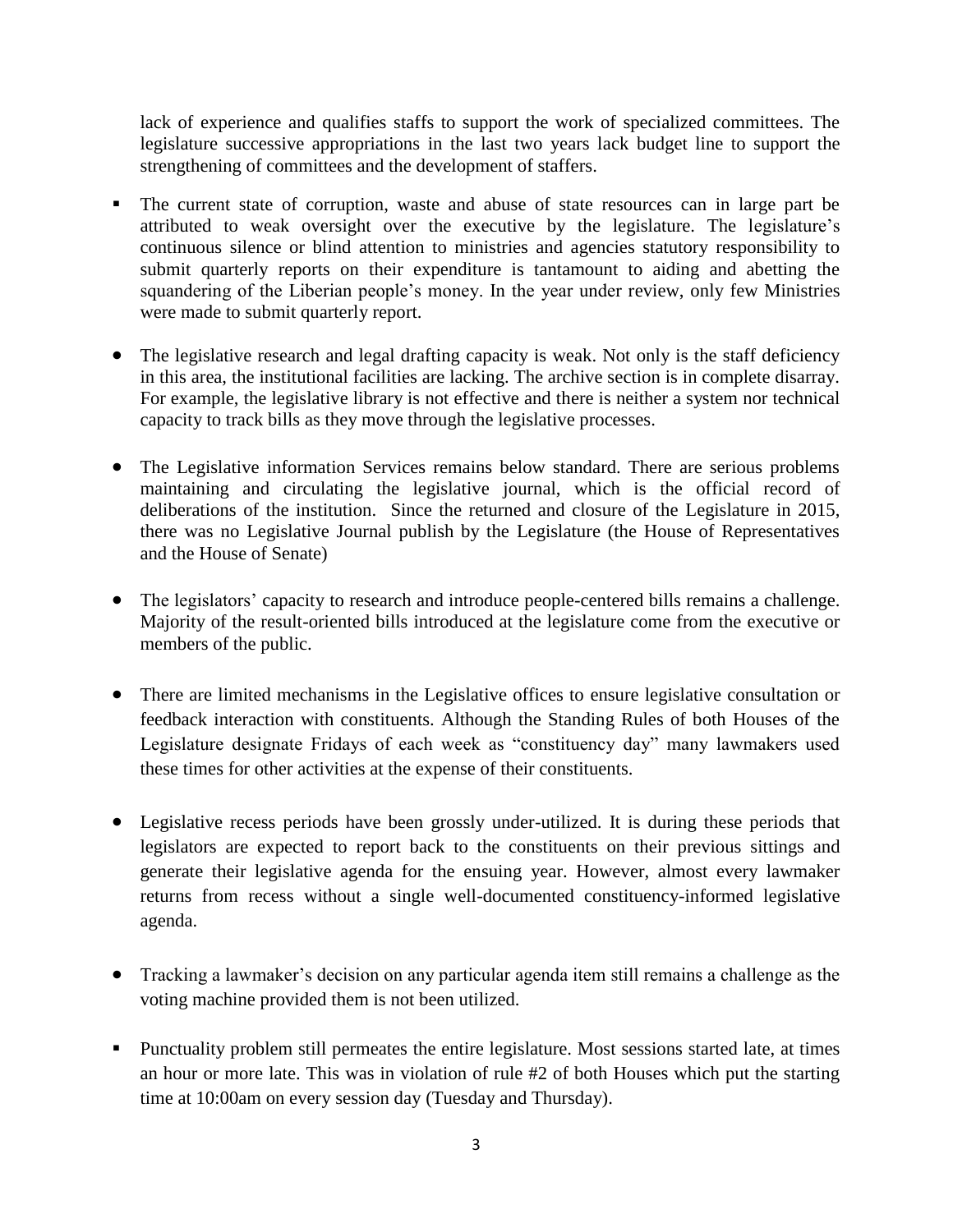lack of experience and qualifies staffs to support the work of specialized committees. The legislature successive appropriations in the last two years lack budget line to support the strengthening of committees and the development of staffers.

- The current state of corruption, waste and abuse of state resources can in large part be attributed to weak oversight over the executive by the legislature. The legislature's continuous silence or blind attention to ministries and agencies statutory responsibility to submit quarterly reports on their expenditure is tantamount to aiding and abetting the squandering of the Liberian people's money. In the year under review, only few Ministries were made to submit quarterly report.

- The legislative research and legal drafting capacity is weak. Not only is the staff deficiency in this area, the institutional facilities are lacking. The archive section is in complete disarray. For example, the legislative library is not effective and there is neither a system nor technical capacity to track bills as they move through the legislative processes.

- The Legislative information Services remains below standard. There are serious problems maintaining and circulating the legislative journal, which is the official record of deliberations of the institution. Since the returned and closure of the Legislature in 2015, there was no Legislative Journal publish by the Legislature (the House of Representatives and the House of Senate)

- The legislators' capacity to research and introduce people-centered bills remains a challenge. Majority of the result-oriented bills introduced at the legislature come from the executive or members of the public.

- There are limited mechanisms in the Legislative offices to ensure legislative consultation or feedback interaction with constituents. Although the Standing Rules of both Houses of the Legislature designate Fridays of each week as "constituency day" many lawmakers used these times for other activities at the expense of their constituents.

- Legislative recess periods have been grossly under-utilized. It is during these periods that legislators are expected to report back to the constituents on their previous sittings and generate their legislative agenda for the ensuing year. However, almost every lawmaker returns from recess without a single well-documented constituency-informed legislative agenda.

- Tracking a lawmaker's decision on any particular agenda item still remains a challenge as the voting machine provided them is not been utilized.

- Punctuality problem still permeates the entire legislature. Most sessions started late, at times an hour or more late. This was in violation of rule #2 of both Houses which put the starting time at 10:00am on every session day (Tuesday and Thursday).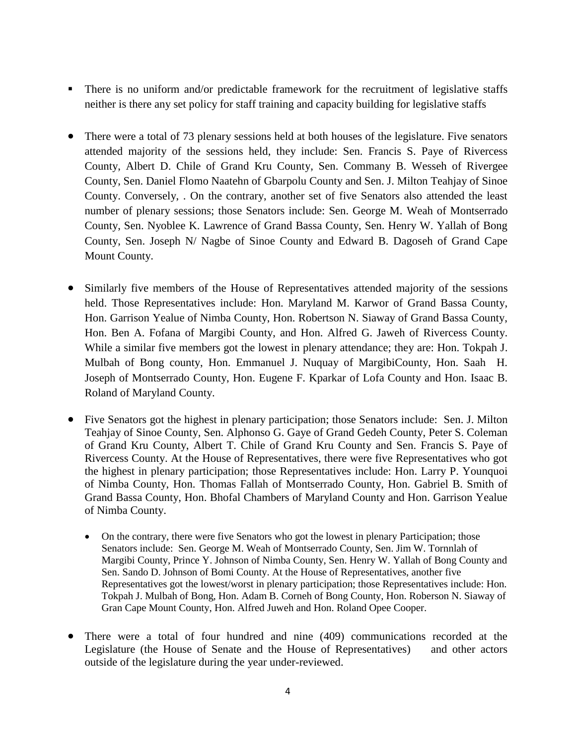- There is no uniform and/or predictable framework for the recruitment of legislative staffs neither is there any set policy for staff training and capacity building for legislative staffs

- There were a total of 73 plenary sessions held at both houses of the legislature. Five senators attended majority of the sessions held, they include: Sen. Francis S. Paye of Rivercess County, Albert D. Chile of Grand Kru County, Sen. Commany B. Wesseh of Rivergee County, Sen. Daniel Flomo Naatehn of Gbarpolu County and Sen. J. Milton Teahjay of Sinoe County. Conversely, . On the contrary, another set of five Senators also attended the least number of plenary sessions; those Senators include: Sen. George M. Weah of Montserrado County, Sen. Nyoblee K. Lawrence of Grand Bassa County, Sen. Henry W. Yallah of Bong County, Sen. Joseph N/ Nagbe of Sinoe County and Edward B. Dagoseh of Grand Cape Mount County.

- Similarly five members of the House of Representatives attended majority of the sessions held. Those Representatives include: Hon. Maryland M. Karwor of Grand Bassa County, Hon. Garrison Yealue of Nimba County, Hon. Robertson N. Siaway of Grand Bassa County, Hon. Ben A. Fofana of Margibi County, and Hon. Alfred G. Jaweh of Rivercess County. While a similar five members got the lowest in plenary attendance; they are: Hon. Tokpah J. Mulbah of Bong county, Hon. Emmanuel J. Nuquay of MargibiCounty, Hon. Saah H. Joseph of Montserrado County, Hon. Eugene F. Kparkar of Lofa County and Hon. Isaac B. Roland of Maryland County.

- Five Senators got the highest in plenary participation; those Senators include: Sen. J. Milton Teahjay of Sinoe County, Sen. Alphonso G. Gaye of Grand Gedeh County, Peter S. Coleman of Grand Kru County, Albert T. Chile of Grand Kru County and Sen. Francis S. Paye of Rivercess County. At the House of Representatives, there were five Representatives who got the highest in plenary participation; those Representatives include: Hon. Larry P. Younquoi of Nimba County, Hon. Thomas Fallah of Montserrado County, Hon. Gabriel B. Smith of Grand Bassa County, Hon. Bhofal Chambers of Maryland County and Hon. Garrison Yealue of Nimba County.

  - On the contrary, there were five Senators who got the lowest in plenary Participation; those Senators include: Sen. George M. Weah of Montserrado County, Sen. Jim W. Tornnlah of Margibi County, Prince Y. Johnson of Nimba County, Sen. Henry W. Yallah of Bong County and Sen. Sando D. Johnson of Bomi County. At the House of Representatives, another five Representatives got the lowest/worst in plenary participation; those Representatives include: Hon. Tokpah J. Mulbah of Bong, Hon. Adam B. Corneh of Bong County, Hon. Roberson N. Siaway of Gran Cape Mount County, Hon. Alfred Juweh and Hon. Roland Opee Cooper.

- There were a total of four hundred and nine (409) communications recorded at the Legislature (the House of Senate and the House of Representatives) and other actors outside of the legislature during the year under-reviewed.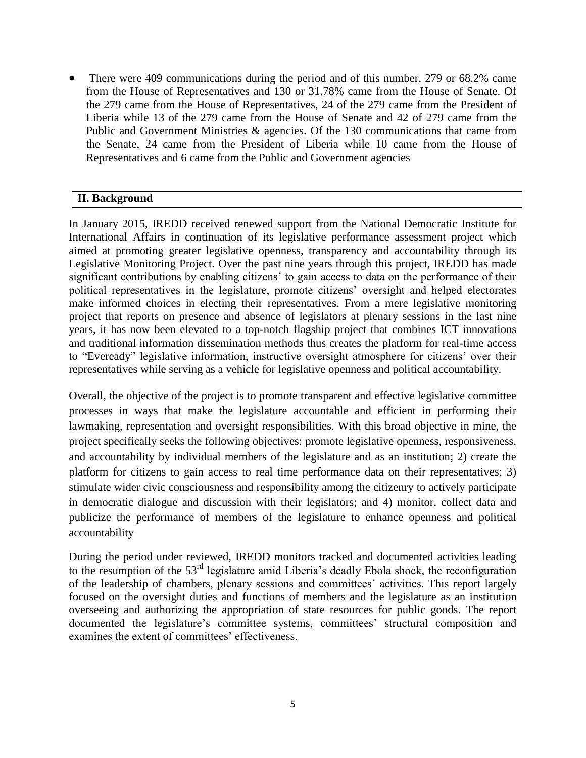- There were 409 communications during the period and of this number, 279 or 68.2% came from the House of Representatives and 130 or 31.78% came from the House of Senate. Of the 279 came from the House of Representatives, 24 of the 279 came from the President of Liberia while 13 of the 279 came from the House of Senate and 42 of 279 came from the Public and Government Ministries & agencies. Of the 130 communications that came from the Senate, 24 came from the President of Liberia while 10 came from the House of Representatives and 6 came from the Public and Government agencies

## II. Background

In January 2015, IREDD received renewed support from the National Democratic Institute for International Affairs in continuation of its legislative performance assessment project which aimed at promoting greater legislative openness, transparency and accountability through its Legislative Monitoring Project. Over the past nine years through this project, IREDD has made significant contributions by enabling citizens' to gain access to data on the performance of their political representatives in the legislature, promote citizens' oversight and helped electorates make informed choices in electing their representatives. From a mere legislative monitoring project that reports on presence and absence of legislators at plenary sessions in the last nine years, it has now been elevated to a top-notch flagship project that combines ICT innovations and traditional information dissemination methods thus creates the platform for real-time access to "Eveready" legislative information, instructive oversight atmosphere for citizens' over their representatives while serving as a vehicle for legislative openness and political accountability.

Overall, the objective of the project is to promote transparent and effective legislative committee processes in ways that make the legislature accountable and efficient in performing their lawmaking, representation and oversight responsibilities. With this broad objective in mine, the project specifically seeks the following objectives: promote legislative openness, responsiveness, and accountability by individual members of the legislature and as an institution; 2) create the platform for citizens to gain access to real time performance data on their representatives; 3) stimulate wider civic consciousness and responsibility among the citizenry to actively participate in democratic dialogue and discussion with their legislators; and 4) monitor, collect data and publicize the performance of members of the legislature to enhance openness and political accountability

During the period under reviewed, IREDD monitors tracked and documented activities leading to the resumption of the 53rd legislature amid Liberia's deadly Ebola shock, the reconfiguration of the leadership of chambers, plenary sessions and committees' activities. This report largely focused on the oversight duties and functions of members and the legislature as an institution overseeing and authorizing the appropriation of state resources for public goods. The report documented the legislature's committee systems, committees' structural composition and examines the extent of committees' effectiveness.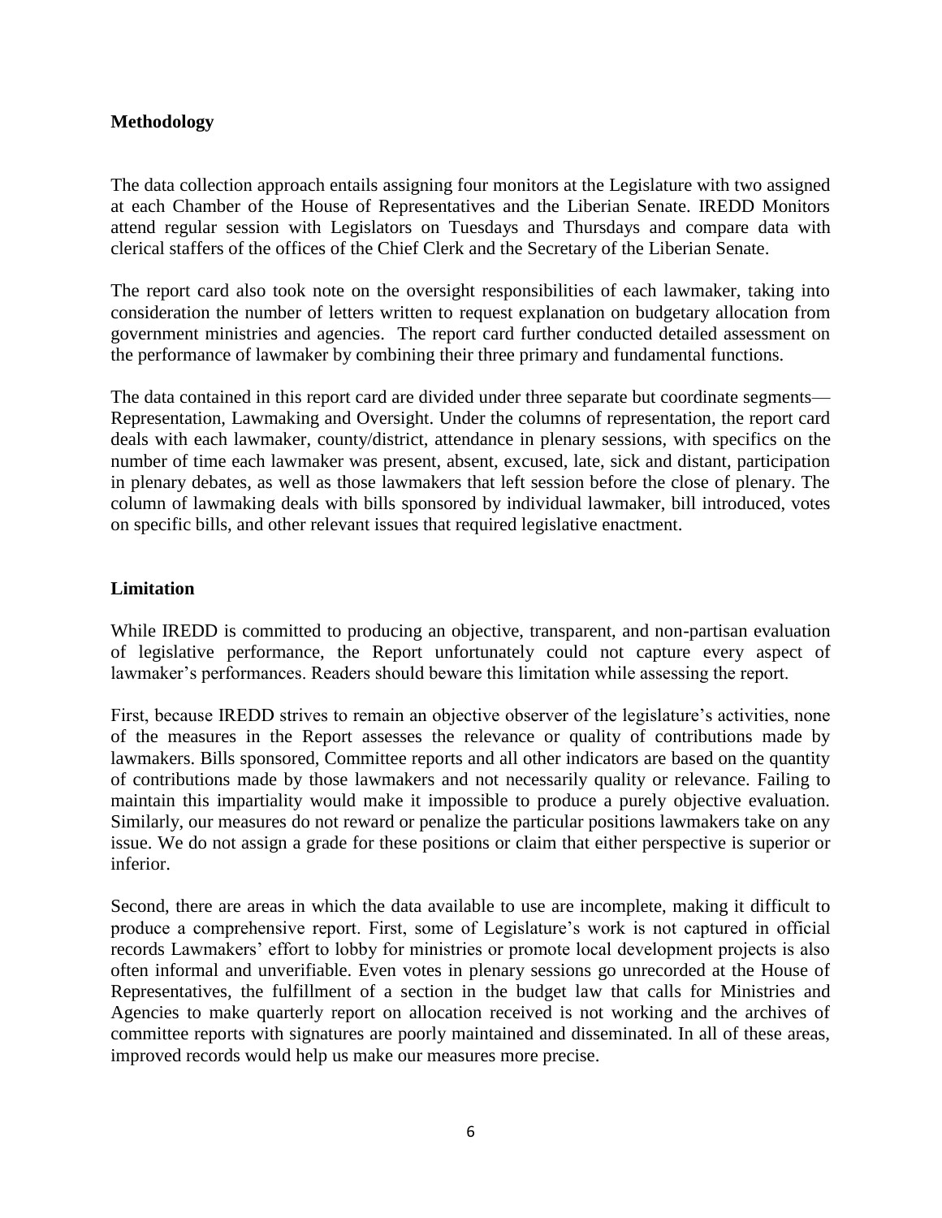**Methodology**

The data collection approach entails assigning four monitors at the Legislature with two assigned at each Chamber of the House of Representatives and the Liberian Senate. IREDD Monitors attend regular session with Legislators on Tuesdays and Thursdays and compare data with clerical staffers of the offices of the Chief Clerk and the Secretary of the Liberian Senate.

The report card also took note on the oversight responsibilities of each lawmaker, taking into consideration the number of letters written to request explanation on budgetary allocation from government ministries and agencies. The report card further conducted detailed assessment on the performance of lawmaker by combining their three primary and fundamental functions.

The data contained in this report card are divided under three separate but coordinate segments— Representation, Lawmaking and Oversight. Under the columns of representation, the report card deals with each lawmaker, county/district, attendance in plenary sessions, with specifics on the number of time each lawmaker was present, absent, excused, late, sick and distant, participation in plenary debates, as well as those lawmakers that left session before the close of plenary. The column of lawmaking deals with bills sponsored by individual lawmaker, bill introduced, votes on specific bills, and other relevant issues that required legislative enactment.

**Limitation**

While IREDD is committed to producing an objective, transparent, and non-partisan evaluation of legislative performance, the Report unfortunately could not capture every aspect of lawmaker's performances. Readers should beware this limitation while assessing the report.

First, because IREDD strives to remain an objective observer of the legislature's activities, none of the measures in the Report assesses the relevance or quality of contributions made by lawmakers. Bills sponsored, Committee reports and all other indicators are based on the quantity of contributions made by those lawmakers and not necessarily quality or relevance. Failing to maintain this impartiality would make it impossible to produce a purely objective evaluation. Similarly, our measures do not reward or penalize the particular positions lawmakers take on any issue. We do not assign a grade for these positions or claim that either perspective is superior or inferior.

Second, there are areas in which the data available to use are incomplete, making it difficult to produce a comprehensive report. First, some of Legislature's work is not captured in official records Lawmakers' effort to lobby for ministries or promote local development projects is also often informal and unverifiable. Even votes in plenary sessions go unrecorded at the House of Representatives, the fulfillment of a section in the budget law that calls for Ministries and Agencies to make quarterly report on allocation received is not working and the archives of committee reports with signatures are poorly maintained and disseminated. In all of these areas, improved records would help us make our measures more precise.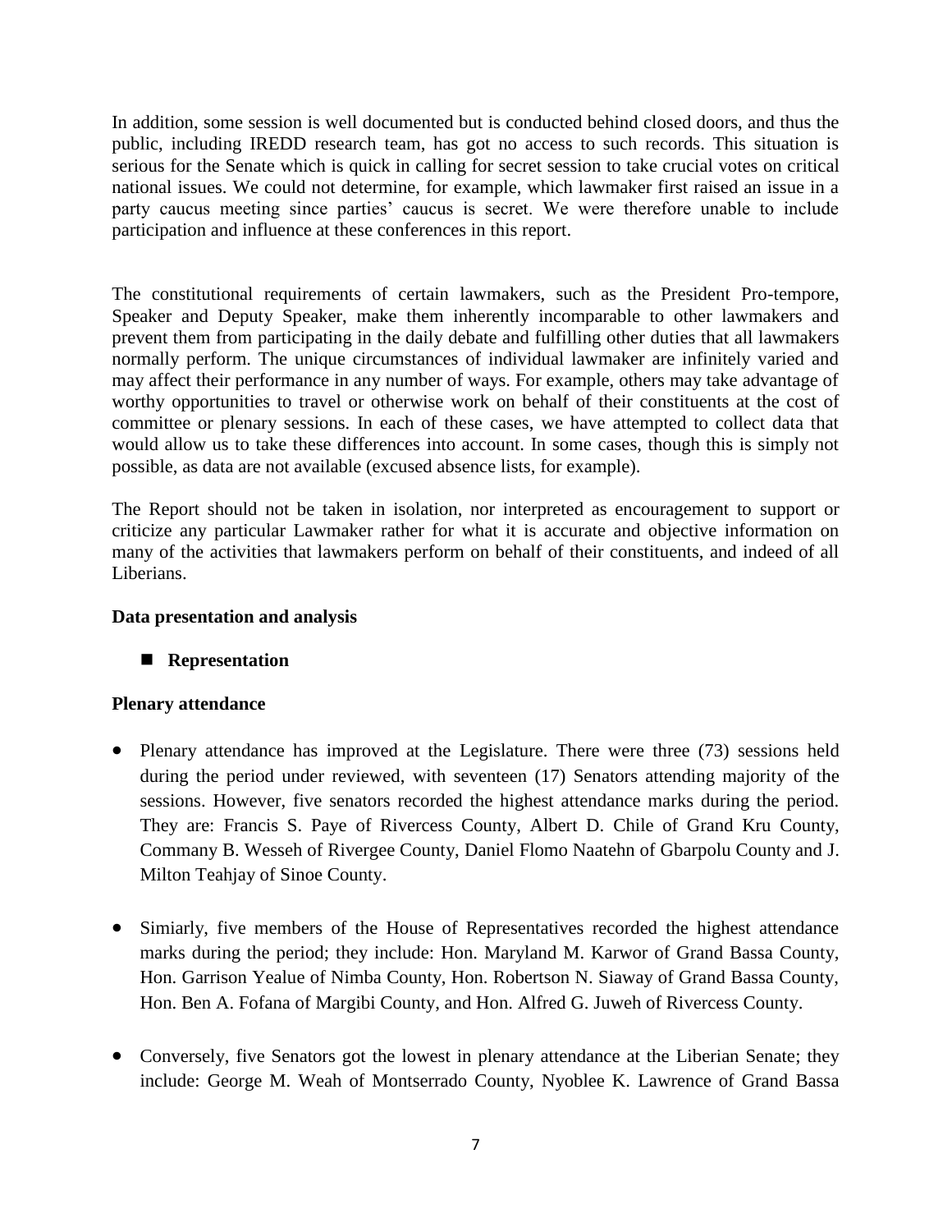In addition, some session is well documented but is conducted behind closed doors, and thus the public, including IREDD research team, has got no access to such records. This situation is serious for the Senate which is quick in calling for secret session to take crucial votes on critical national issues. We could not determine, for example, which lawmaker first raised an issue in a party caucus meeting since parties' caucus is secret. We were therefore unable to include participation and influence at these conferences in this report.

The constitutional requirements of certain lawmakers, such as the President Pro-tempore, Speaker and Deputy Speaker, make them inherently incomparable to other lawmakers and prevent them from participating in the daily debate and fulfilling other duties that all lawmakers normally perform. The unique circumstances of individual lawmaker are infinitely varied and may affect their performance in any number of ways. For example, others may take advantage of worthy opportunities to travel or otherwise work on behalf of their constituents at the cost of committee or plenary sessions. In each of these cases, we have attempted to collect data that would allow us to take these differences into account. In some cases, though this is simply not possible, as data are not available (excused absence lists, for example).

The Report should not be taken in isolation, nor interpreted as encouragement to support or criticize any particular Lawmaker rather for what it is accurate and objective information on many of the activities that lawmakers perform on behalf of their constituents, and indeed of all Liberians.

**Data presentation and analysis**

- **Representation**

**Plenary attendance**

- Plenary attendance has improved at the Legislature. There were three (73) sessions held during the period under reviewed, with seventeen (17) Senators attending majority of the sessions. However, five senators recorded the highest attendance marks during the period. They are: Francis S. Paye of Rivercess County, Albert D. Chile of Grand Kru County, Commany B. Wesseh of Rivergee County, Daniel Flomo Naatehn of Gbarpolu County and J. Milton Teahjay of Sinoe County.

- Simiarly, five members of the House of Representatives recorded the highest attendance marks during the period; they include: Hon. Maryland M. Karwor of Grand Bassa County, Hon. Garrison Yealue of Nimba County, Hon. Robertson N. Siaway of Grand Bassa County, Hon. Ben A. Fofana of Margibi County, and Hon. Alfred G. Juweh of Rivercess County.

- Conversely, five Senators got the lowest in plenary attendance at the Liberian Senate; they include: George M. Weah of Montserrado County, Nyoblee K. Lawrence of Grand Bassa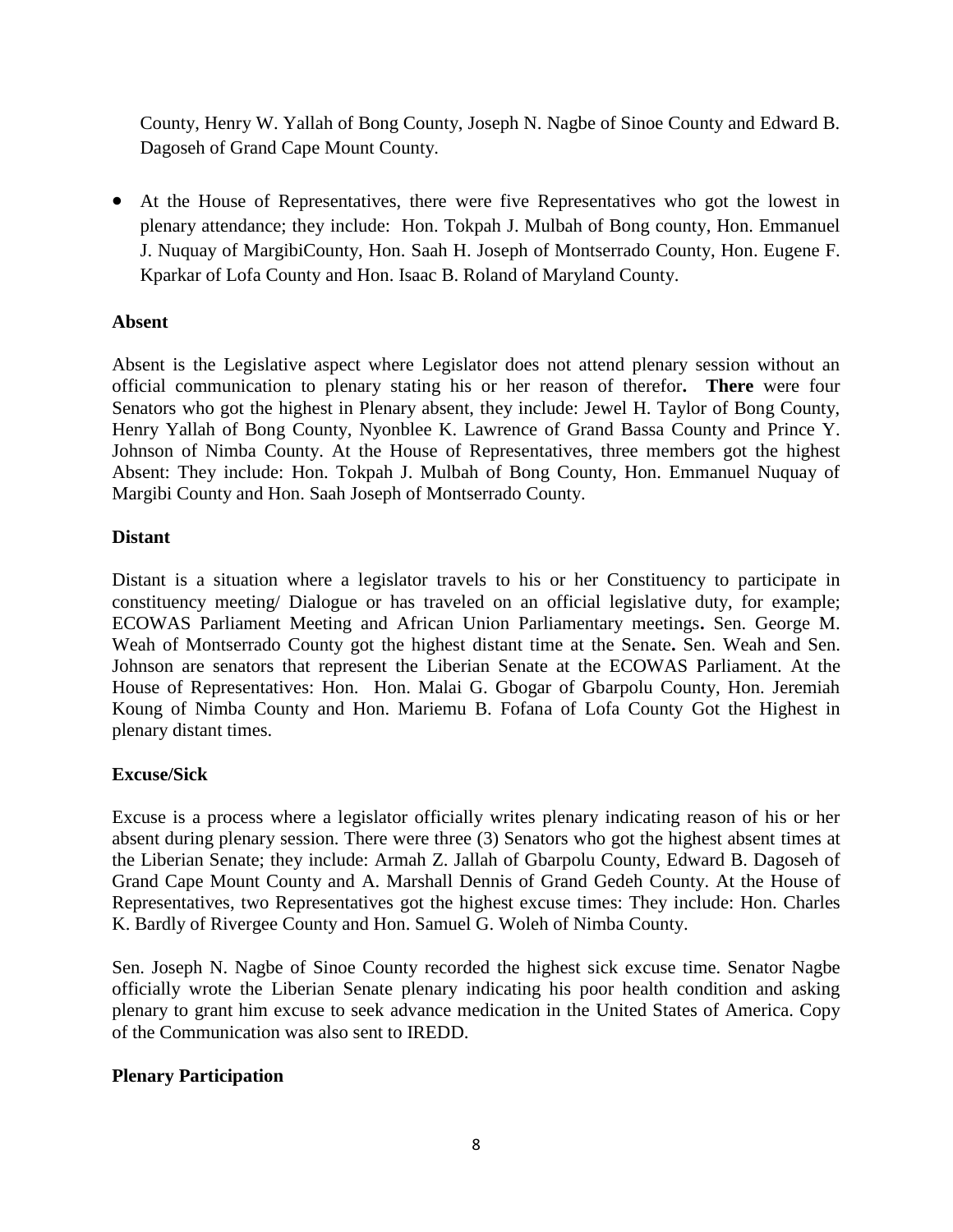County, Henry W. Yallah of Bong County, Joseph N. Nagbe of Sinoe County and Edward B. Dagoseh of Grand Cape Mount County.

- At the House of Representatives, there were five Representatives who got the lowest in plenary attendance; they include: Hon. Tokpah J. Mulbah of Bong county, Hon. Emmanuel J. Nuquay of MargibiCounty, Hon. Saah H. Joseph of Montserrado County, Hon. Eugene F. Kparkar of Lofa County and Hon. Isaac B. Roland of Maryland County.

**Absent**

Absent is the Legislative aspect where Legislator does not attend plenary session without an official communication to plenary stating his or her reason of therefor**. There** were four Senators who got the highest in Plenary absent, they include: Jewel H. Taylor of Bong County, Henry Yallah of Bong County, Nyonblee K. Lawrence of Grand Bassa County and Prince Y. Johnson of Nimba County. At the House of Representatives, three members got the highest Absent: They include: Hon. Tokpah J. Mulbah of Bong County, Hon. Emmanuel Nuquay of Margibi County and Hon. Saah Joseph of Montserrado County.

**Distant**

Distant is a situation where a legislator travels to his or her Constituency to participate in constituency meeting/ Dialogue or has traveled on an official legislative duty, for example; ECOWAS Parliament Meeting and African Union Parliamentary meetings**.** Sen. George M. Weah of Montserrado County got the highest distant time at the Senate**.** Sen. Weah and Sen. Johnson are senators that represent the Liberian Senate at the ECOWAS Parliament. At the House of Representatives: Hon. Hon. Malai G. Gbogar of Gbarpolu County, Hon. Jeremiah Koung of Nimba County and Hon. Mariemu B. Fofana of Lofa County Got the Highest in plenary distant times.

**Excuse/Sick**

Excuse is a process where a legislator officially writes plenary indicating reason of his or her absent during plenary session. There were three (3) Senators who got the highest absent times at the Liberian Senate; they include: Armah Z. Jallah of Gbarpolu County, Edward B. Dagoseh of Grand Cape Mount County and A. Marshall Dennis of Grand Gedeh County. At the House of Representatives, two Representatives got the highest excuse times: They include: Hon. Charles K. Bardly of Rivergee County and Hon. Samuel G. Woleh of Nimba County.

Sen. Joseph N. Nagbe of Sinoe County recorded the highest sick excuse time. Senator Nagbe officially wrote the Liberian Senate plenary indicating his poor health condition and asking plenary to grant him excuse to seek advance medication in the United States of America. Copy of the Communication was also sent to IREDD.

**Plenary Participation**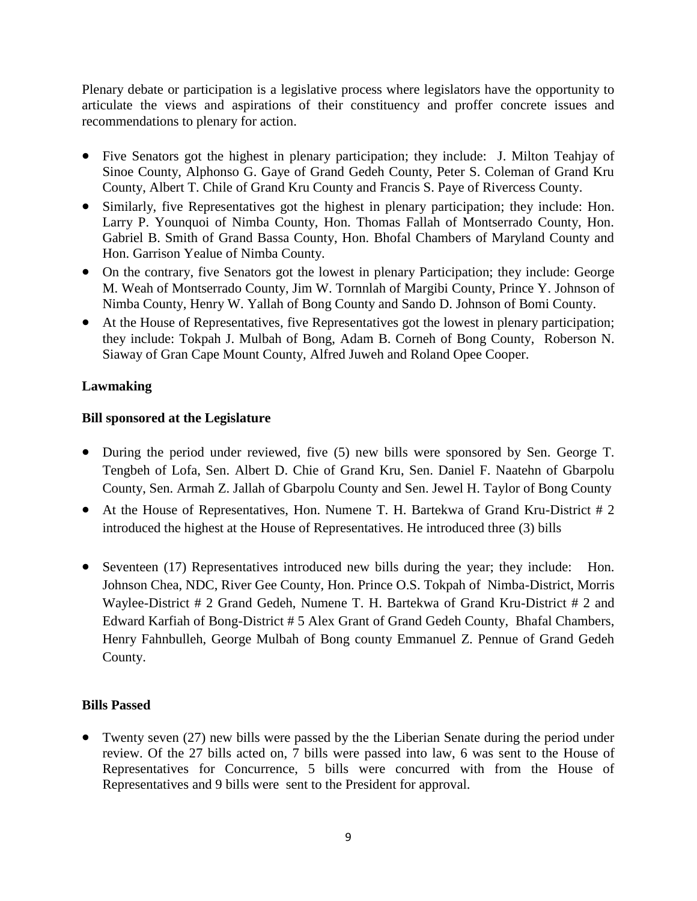Plenary debate or participation is a legislative process where legislators have the opportunity to articulate the views and aspirations of their constituency and proffer concrete issues and recommendations to plenary for action.

- Five Senators got the highest in plenary participation; they include: J. Milton Teahjay of Sinoe County, Alphonso G. Gaye of Grand Gedeh County, Peter S. Coleman of Grand Kru County, Albert T. Chile of Grand Kru County and Francis S. Paye of Rivercess County.
- Similarly, five Representatives got the highest in plenary participation; they include: Hon. Larry P. Younquoi of Nimba County, Hon. Thomas Fallah of Montserrado County, Hon. Gabriel B. Smith of Grand Bassa County, Hon. Bhofal Chambers of Maryland County and Hon. Garrison Yealue of Nimba County.
- On the contrary, five Senators got the lowest in plenary Participation; they include: George M. Weah of Montserrado County, Jim W. Tornnlah of Margibi County, Prince Y. Johnson of Nimba County, Henry W. Yallah of Bong County and Sando D. Johnson of Bomi County.
- At the House of Representatives, five Representatives got the lowest in plenary participation; they include: Tokpah J. Mulbah of Bong, Adam B. Corneh of Bong County, Roberson N. Siaway of Gran Cape Mount County, Alfred Juweh and Roland Opee Cooper.

**Lawmaking**

**Bill sponsored at the Legislature**

- During the period under reviewed, five (5) new bills were sponsored by Sen. George T. Tengbeh of Lofa, Sen. Albert D. Chie of Grand Kru, Sen. Daniel F. Naatehn of Gbarpolu County, Sen. Armah Z. Jallah of Gbarpolu County and Sen. Jewel H. Taylor of Bong County
- At the House of Representatives, Hon. Numene T. H. Bartekwa of Grand Kru-District # 2 introduced the highest at the House of Representatives. He introduced three (3) bills
- Seventeen (17) Representatives introduced new bills during the year; they include: Hon. Johnson Chea, NDC, River Gee County, Hon. Prince O.S. Tokpah of Nimba-District, Morris Waylee-District # 2 Grand Gedeh, Numene T. H. Bartekwa of Grand Kru-District # 2 and Edward Karfiah of Bong-District # 5 Alex Grant of Grand Gedeh County, Bhafal Chambers, Henry Fahnbulleh, George Mulbah of Bong county Emmanuel Z. Pennue of Grand Gedeh County.

**Bills Passed**

- Twenty seven (27) new bills were passed by the the Liberian Senate during the period under review. Of the 27 bills acted on, 7 bills were passed into law, 6 was sent to the House of Representatives for Concurrence, 5 bills were concurred with from the House of Representatives and 9 bills were sent to the President for approval.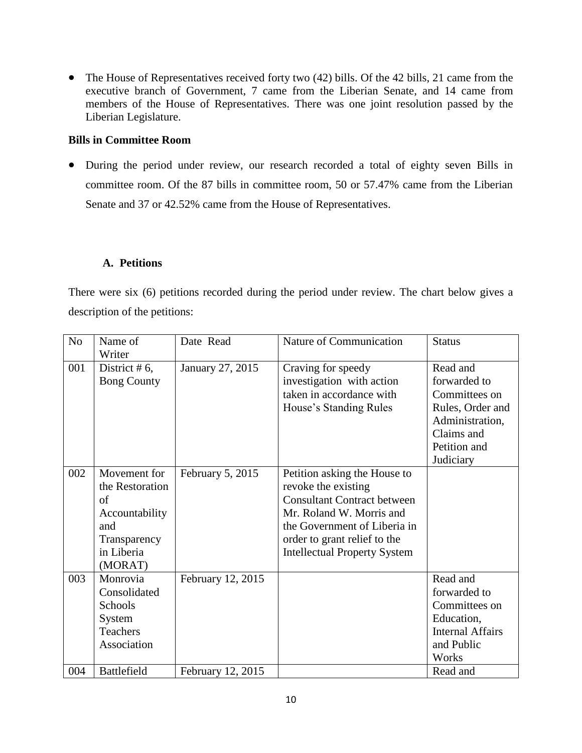- The House of Representatives received forty two (42) bills. Of the 42 bills, 21 came from the executive branch of Government, 7 came from the Liberian Senate, and 14 came from members of the House of Representatives. There was one joint resolution passed by the Liberian Legislature.

**Bills in Committee Room**

- During the period under review, our research recorded a total of eighty seven Bills in committee room. Of the 87 bills in committee room, 50 or 57.47% came from the Liberian Senate and 37 or 42.52% came from the House of Representatives.

**A. Petitions**

There were six (6) petitions recorded during the period under review. The chart below gives a description of the petitions:

| No | Name of Writer | Date Read | Nature of Communication | Status |
|---|---|---|---|---|
| 001 | District # 6, Bong County | January 27, 2015 | Craving for speedy investigation with action taken in accordance with House's Standing Rules | Read and forwarded to Committees on Rules, Order and Administration, Claims and Petition and Judiciary |
| 002 | Movement for the Restoration of Accountability and Transparency in Liberia (MORAT) | February 5, 2015 | Petition asking the House to revoke the existing Consultant Contract between Mr. Roland W. Morris and the Government of Liberia in order to grant relief to the Intellectual Property System | |
| 003 | Monrovia Consolidated Schools System Teachers Association | February 12, 2015 | | Read and forwarded to Committees on Education, Internal Affairs and Public Works |
| 004 | Battlefield | February 12, 2015 | | Read and |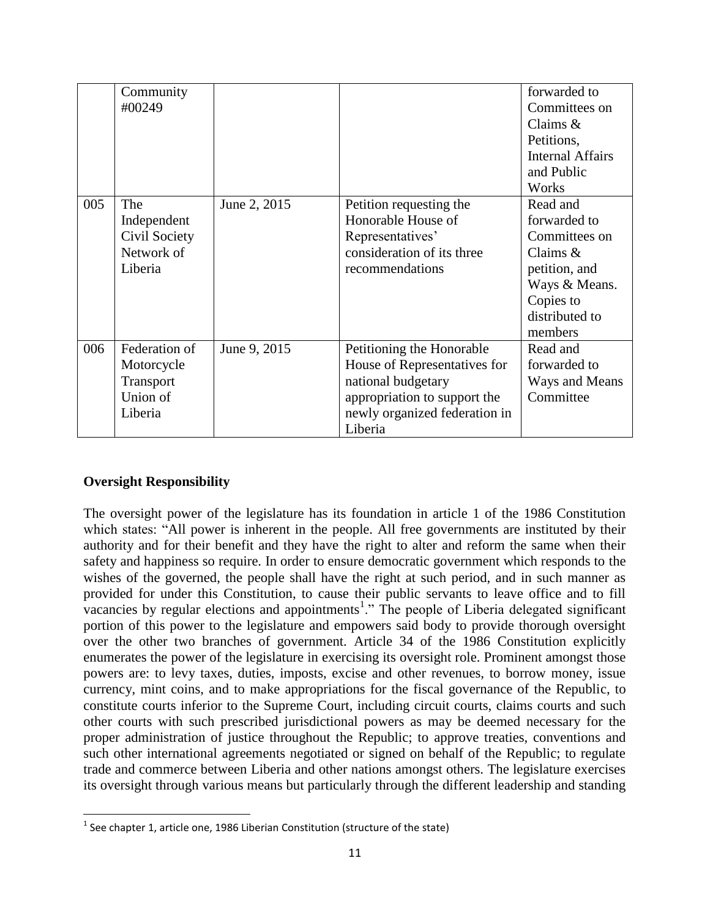| | | | | |
|---|---|---|---|---|
| | Community #00249 | | | forwarded to Committees on Claims & Petitions, Internal Affairs and Public Works |
| 005 | The Independent Civil Society Network of Liberia | June 2, 2015 | Petition requesting the Honorable House of Representatives' consideration of its three recommendations | Read and forwarded to Committees on Claims & petition, and Ways & Means. Copies to distributed to members |
| 006 | Federation of Motorcycle Transport Union of Liberia | June 9, 2015 | Petitioning the Honorable House of Representatives for national budgetary appropriation to support the newly organized federation in Liberia | Read and forwarded to Ways and Means Committee |

**Oversight Responsibility**

The oversight power of the legislature has its foundation in article 1 of the 1986 Constitution which states: "All power is inherent in the people. All free governments are instituted by their authority and for their benefit and they have the right to alter and reform the same when their safety and happiness so require. In order to ensure democratic government which responds to the wishes of the governed, the people shall have the right at such period, and in such manner as provided for under this Constitution, to cause their public servants to leave office and to fill vacancies by regular elections and appointments[1]." The people of Liberia delegated significant portion of this power to the legislature and empowers said body to provide thorough oversight over the other two branches of government. Article 34 of the 1986 Constitution explicitly enumerates the power of the legislature in exercising its oversight role. Prominent amongst those powers are: to levy taxes, duties, imposts, excise and other revenues, to borrow money, issue currency, mint coins, and to make appropriations for the fiscal governance of the Republic, to constitute courts inferior to the Supreme Court, including circuit courts, claims courts and such other courts with such prescribed jurisdictional powers as may be deemed necessary for the proper administration of justice throughout the Republic; to approve treaties, conventions and such other international agreements negotiated or signed on behalf of the Republic; to regulate trade and commerce between Liberia and other nations amongst others. The legislature exercises its oversight through various means but particularly through the different leadership and standing

[1] See chapter 1, article one, 1986 Liberian Constitution (structure of the state)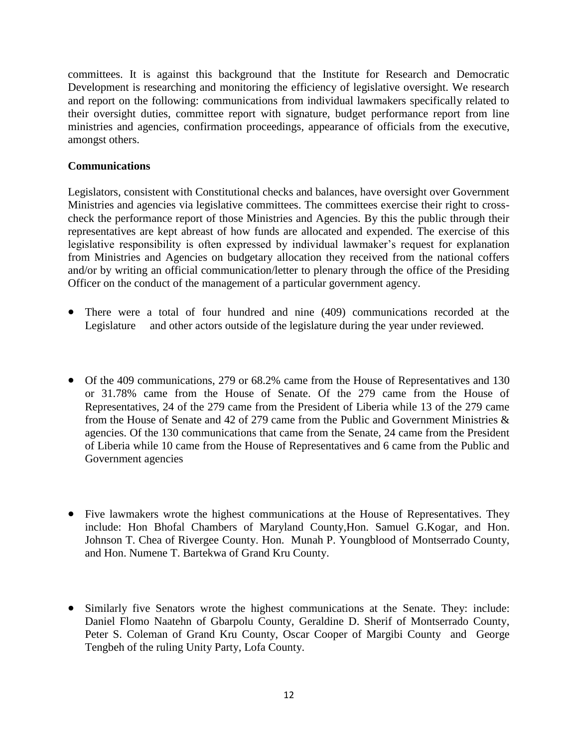committees. It is against this background that the Institute for Research and Democratic Development is researching and monitoring the efficiency of legislative oversight. We research and report on the following: communications from individual lawmakers specifically related to their oversight duties, committee report with signature, budget performance report from line ministries and agencies, confirmation proceedings, appearance of officials from the executive, amongst others.

**Communications**

Legislators, consistent with Constitutional checks and balances, have oversight over Government Ministries and agencies via legislative committees. The committees exercise their right to cross-check the performance report of those Ministries and Agencies. By this the public through their representatives are kept abreast of how funds are allocated and expended. The exercise of this legislative responsibility is often expressed by individual lawmaker's request for explanation from Ministries and Agencies on budgetary allocation they received from the national coffers and/or by writing an official communication/letter to plenary through the office of the Presiding Officer on the conduct of the management of a particular government agency.

- There were a total of four hundred and nine (409) communications recorded at the Legislature and other actors outside of the legislature during the year under reviewed.

- Of the 409 communications, 279 or 68.2% came from the House of Representatives and 130 or 31.78% came from the House of Senate. Of the 279 came from the House of Representatives, 24 of the 279 came from the President of Liberia while 13 of the 279 came from the House of Senate and 42 of 279 came from the Public and Government Ministries & agencies. Of the 130 communications that came from the Senate, 24 came from the President of Liberia while 10 came from the House of Representatives and 6 came from the Public and Government agencies

- Five lawmakers wrote the highest communications at the House of Representatives. They include: Hon Bhofal Chambers of Maryland County,Hon. Samuel G.Kogar, and Hon. Johnson T. Chea of Rivergee County. Hon. Munah P. Youngblood of Montserrado County, and Hon. Numene T. Bartekwa of Grand Kru County.

- Similarly five Senators wrote the highest communications at the Senate. They: include: Daniel Flomo Naatehn of Gbarpolu County, Geraldine D. Sherif of Montserrado County, Peter S. Coleman of Grand Kru County, Oscar Cooper of Margibi County and George Tengbeh of the ruling Unity Party, Lofa County.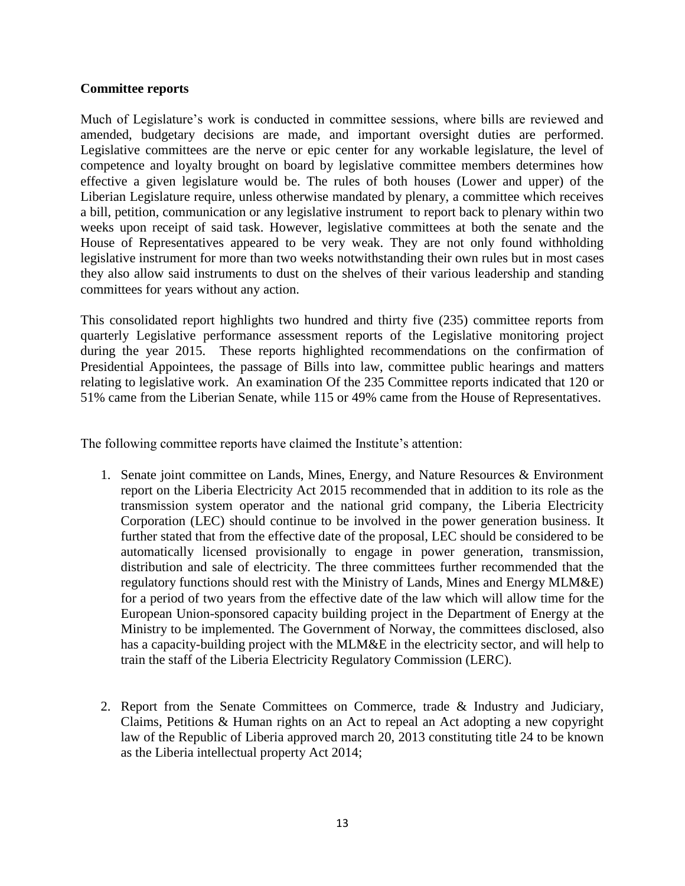## Committee reports

Much of Legislature's work is conducted in committee sessions, where bills are reviewed and amended, budgetary decisions are made, and important oversight duties are performed. Legislative committees are the nerve or epic center for any workable legislature, the level of competence and loyalty brought on board by legislative committee members determines how effective a given legislature would be. The rules of both houses (Lower and upper) of the Liberian Legislature require, unless otherwise mandated by plenary, a committee which receives a bill, petition, communication or any legislative instrument to report back to plenary within two weeks upon receipt of said task. However, legislative committees at both the senate and the House of Representatives appeared to be very weak. They are not only found withholding legislative instrument for more than two weeks notwithstanding their own rules but in most cases they also allow said instruments to dust on the shelves of their various leadership and standing committees for years without any action.

This consolidated report highlights two hundred and thirty five (235) committee reports from quarterly Legislative performance assessment reports of the Legislative monitoring project during the year 2015. These reports highlighted recommendations on the confirmation of Presidential Appointees, the passage of Bills into law, committee public hearings and matters relating to legislative work. An examination Of the 235 Committee reports indicated that 120 or 51% came from the Liberian Senate, while 115 or 49% came from the House of Representatives.

The following committee reports have claimed the Institute's attention:

1. Senate joint committee on Lands, Mines, Energy, and Nature Resources & Environment report on the Liberia Electricity Act 2015 recommended that in addition to its role as the transmission system operator and the national grid company, the Liberia Electricity Corporation (LEC) should continue to be involved in the power generation business. It further stated that from the effective date of the proposal, LEC should be considered to be automatically licensed provisionally to engage in power generation, transmission, distribution and sale of electricity. The three committees further recommended that the regulatory functions should rest with the Ministry of Lands, Mines and Energy MLM&E) for a period of two years from the effective date of the law which will allow time for the European Union-sponsored capacity building project in the Department of Energy at the Ministry to be implemented. The Government of Norway, the committees disclosed, also has a capacity-building project with the MLM&E in the electricity sector, and will help to train the staff of the Liberia Electricity Regulatory Commission (LERC).

2. Report from the Senate Committees on Commerce, trade & Industry and Judiciary, Claims, Petitions & Human rights on an Act to repeal an Act adopting a new copyright law of the Republic of Liberia approved march 20, 2013 constituting title 24 to be known as the Liberia intellectual property Act 2014;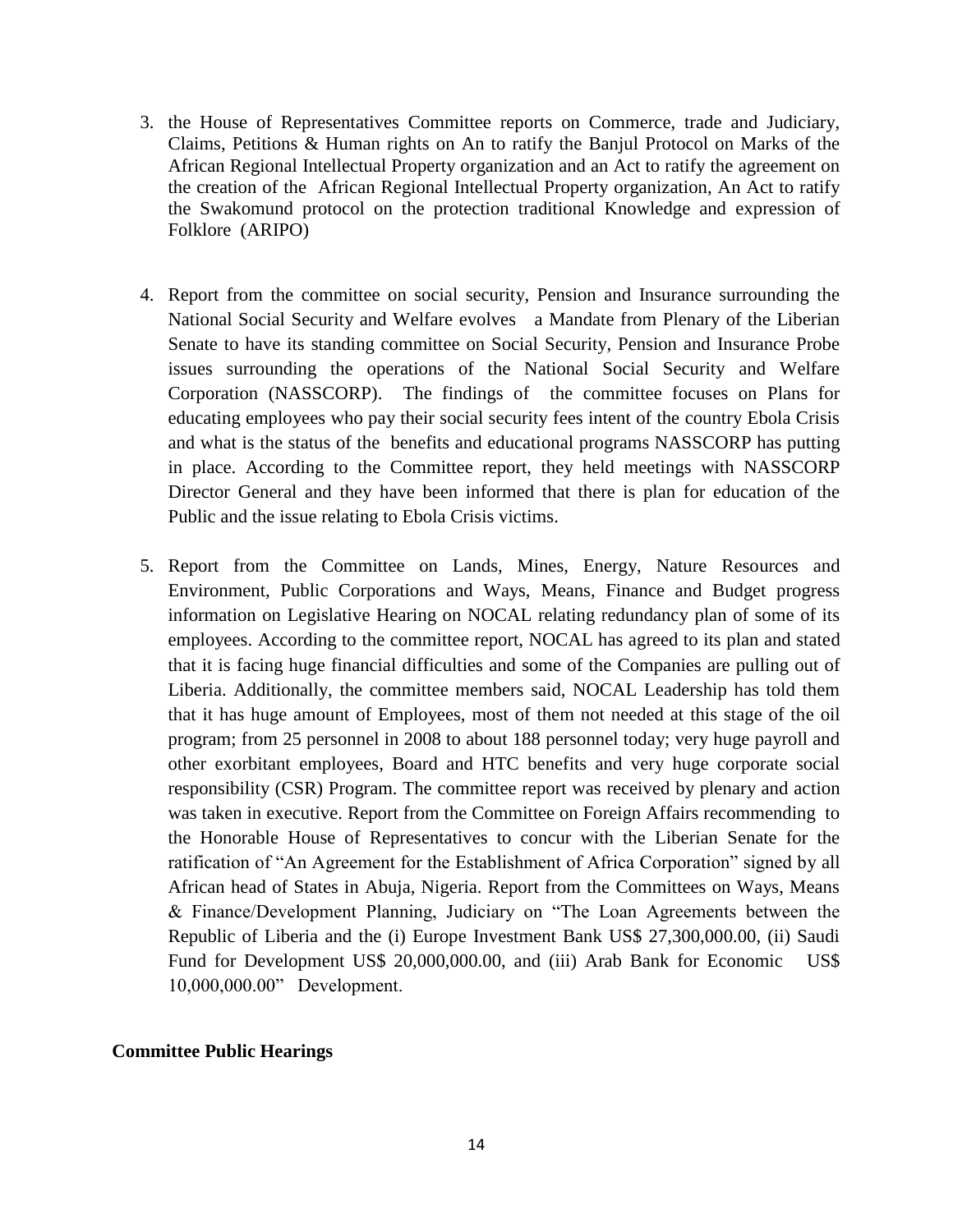3. the House of Representatives Committee reports on Commerce, trade and Judiciary, Claims, Petitions & Human rights on An to ratify the Banjul Protocol on Marks of the African Regional Intellectual Property organization and an Act to ratify the agreement on the creation of the African Regional Intellectual Property organization, An Act to ratify the Swakomund protocol on the protection traditional Knowledge and expression of Folklore (ARIPO)

4. Report from the committee on social security, Pension and Insurance surrounding the National Social Security and Welfare evolves a Mandate from Plenary of the Liberian Senate to have its standing committee on Social Security, Pension and Insurance Probe issues surrounding the operations of the National Social Security and Welfare Corporation (NASSCORP). The findings of the committee focuses on Plans for educating employees who pay their social security fees intent of the country Ebola Crisis and what is the status of the benefits and educational programs NASSCORP has putting in place. According to the Committee report, they held meetings with NASSCORP Director General and they have been informed that there is plan for education of the Public and the issue relating to Ebola Crisis victims.

5. Report from the Committee on Lands, Mines, Energy, Nature Resources and Environment, Public Corporations and Ways, Means, Finance and Budget progress information on Legislative Hearing on NOCAL relating redundancy plan of some of its employees. According to the committee report, NOCAL has agreed to its plan and stated that it is facing huge financial difficulties and some of the Companies are pulling out of Liberia. Additionally, the committee members said, NOCAL Leadership has told them that it has huge amount of Employees, most of them not needed at this stage of the oil program; from 25 personnel in 2008 to about 188 personnel today; very huge payroll and other exorbitant employees, Board and HTC benefits and very huge corporate social responsibility (CSR) Program. The committee report was received by plenary and action was taken in executive. Report from the Committee on Foreign Affairs recommending to the Honorable House of Representatives to concur with the Liberian Senate for the ratification of "An Agreement for the Establishment of Africa Corporation" signed by all African head of States in Abuja, Nigeria. Report from the Committees on Ways, Means & Finance/Development Planning, Judiciary on "The Loan Agreements between the Republic of Liberia and the (i) Europe Investment Bank US$ 27,300,000.00, (ii) Saudi Fund for Development US$ 20,000,000.00, and (iii) Arab Bank for Economic US$ 10,000,000.00" Development.

**Committee Public Hearings**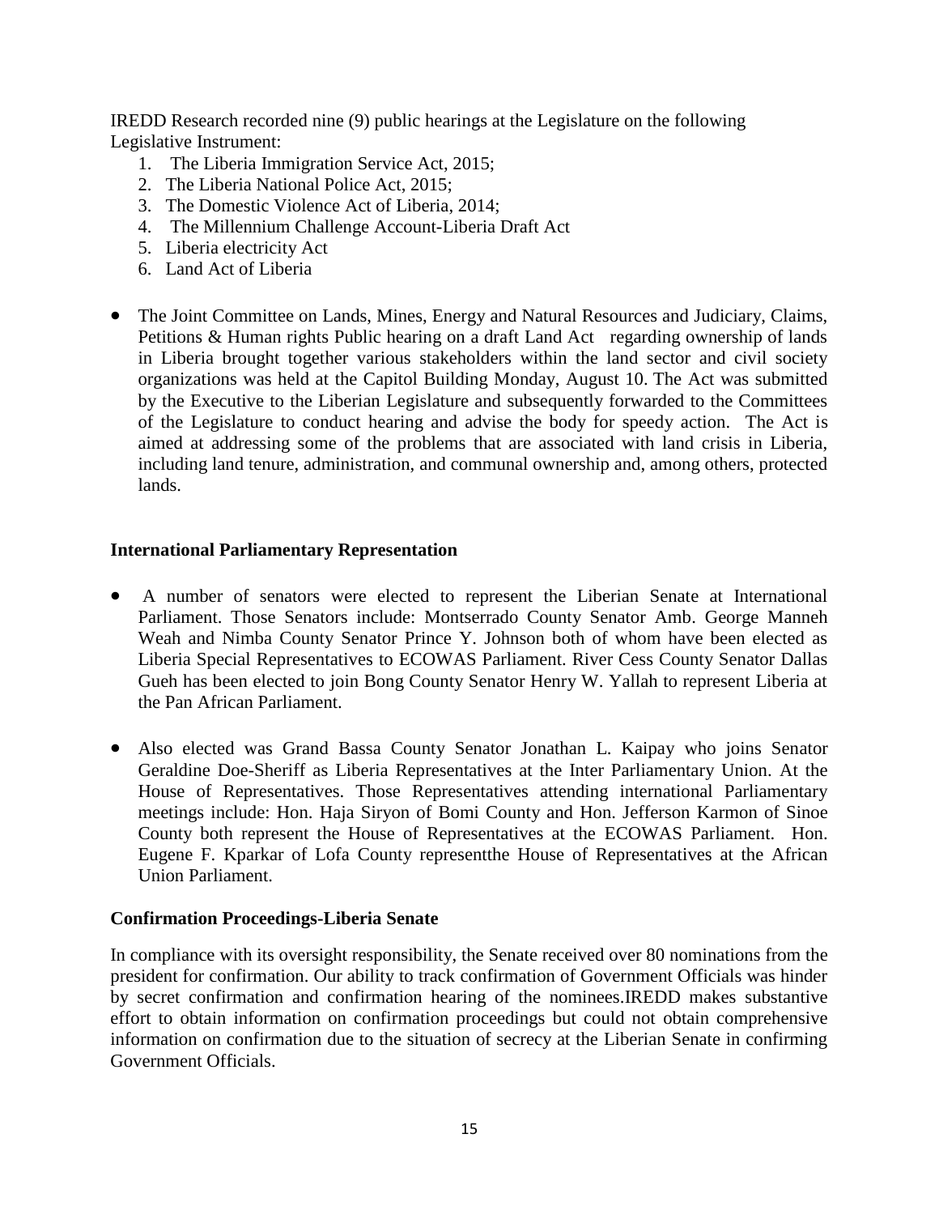IREDD Research recorded nine (9) public hearings at the Legislature on the following Legislative Instrument:

1. The Liberia Immigration Service Act, 2015;
2. The Liberia National Police Act, 2015;
3. The Domestic Violence Act of Liberia, 2014;
4. The Millennium Challenge Account-Liberia Draft Act
5. Liberia electricity Act
6. Land Act of Liberia

- The Joint Committee on Lands, Mines, Energy and Natural Resources and Judiciary, Claims, Petitions & Human rights Public hearing on a draft Land Act regarding ownership of lands in Liberia brought together various stakeholders within the land sector and civil society organizations was held at the Capitol Building Monday, August 10. The Act was submitted by the Executive to the Liberian Legislature and subsequently forwarded to the Committees of the Legislature to conduct hearing and advise the body for speedy action. The Act is aimed at addressing some of the problems that are associated with land crisis in Liberia, including land tenure, administration, and communal ownership and, among others, protected lands.

**International Parliamentary Representation**

- A number of senators were elected to represent the Liberian Senate at International Parliament. Those Senators include: Montserrado County Senator Amb. George Manneh Weah and Nimba County Senator Prince Y. Johnson both of whom have been elected as Liberia Special Representatives to ECOWAS Parliament. River Cess County Senator Dallas Gueh has been elected to join Bong County Senator Henry W. Yallah to represent Liberia at the Pan African Parliament.

- Also elected was Grand Bassa County Senator Jonathan L. Kaipay who joins Senator Geraldine Doe-Sheriff as Liberia Representatives at the Inter Parliamentary Union. At the House of Representatives. Those Representatives attending international Parliamentary meetings include: Hon. Haja Siryon of Bomi County and Hon. Jefferson Karmon of Sinoe County both represent the House of Representatives at the ECOWAS Parliament. Hon. Eugene F. Kparkar of Lofa County representthe House of Representatives at the African Union Parliament.

**Confirmation Proceedings-Liberia Senate**

In compliance with its oversight responsibility, the Senate received over 80 nominations from the president for confirmation. Our ability to track confirmation of Government Officials was hinder by secret confirmation and confirmation hearing of the nominees.IREDD makes substantive effort to obtain information on confirmation proceedings but could not obtain comprehensive information on confirmation due to the situation of secrecy at the Liberian Senate in confirming Government Officials.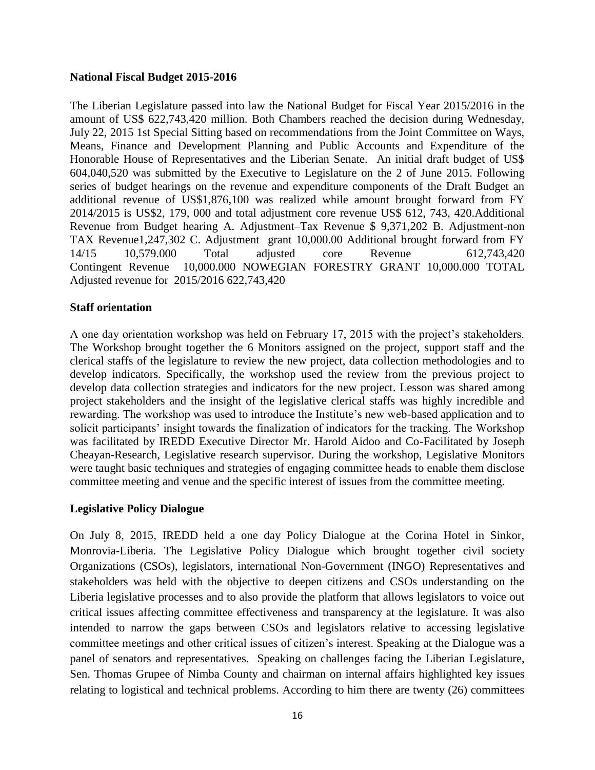**National Fiscal Budget 2015-2016**

The Liberian Legislature passed into law the National Budget for Fiscal Year 2015/2016 in the amount of US$ 622,743,420 million. Both Chambers reached the decision during Wednesday, July 22, 2015 1st Special Sitting based on recommendations from the Joint Committee on Ways, Means, Finance and Development Planning and Public Accounts and Expenditure of the Honorable House of Representatives and the Liberian Senate. An initial draft budget of US$ 604,040,520 was submitted by the Executive to Legislature on the 2 of June 2015. Following series of budget hearings on the revenue and expenditure components of the Draft Budget an additional revenue of US$1,876,100 was realized while amount brought forward from FY 2014/2015 is US$2, 179, 000 and total adjustment core revenue US$ 612, 743, 420.Additional Revenue from Budget hearing A. Adjustment–Tax Revenue $ 9,371,202 B. Adjustment-non TAX Revenue1,247,302 C. Adjustment grant 10,000.00 Additional brought forward from FY 14/15 10,579.000 Total adjusted core Revenue 612,743,420 Contingent Revenue 10,000.000 NOWEGIAN FORESTRY GRANT 10,000.000 TOTAL Adjusted revenue for 2015/2016 622,743,420

**Staff orientation**

A one day orientation workshop was held on February 17, 2015 with the project's stakeholders. The Workshop brought together the 6 Monitors assigned on the project, support staff and the clerical staffs of the legislature to review the new project, data collection methodologies and to develop indicators. Specifically, the workshop used the review from the previous project to develop data collection strategies and indicators for the new project. Lesson was shared among project stakeholders and the insight of the legislative clerical staffs was highly incredible and rewarding. The workshop was used to introduce the Institute's new web-based application and to solicit participants' insight towards the finalization of indicators for the tracking. The Workshop was facilitated by IREDD Executive Director Mr. Harold Aidoo and Co-Facilitated by Joseph Cheayan-Research, Legislative research supervisor. During the workshop, Legislative Monitors were taught basic techniques and strategies of engaging committee heads to enable them disclose committee meeting and venue and the specific interest of issues from the committee meeting.

**Legislative Policy Dialogue**

On July 8, 2015, IREDD held a one day Policy Dialogue at the Corina Hotel in Sinkor, Monrovia-Liberia. The Legislative Policy Dialogue which brought together civil society Organizations (CSOs), legislators, international Non-Government (INGO) Representatives and stakeholders was held with the objective to deepen citizens and CSOs understanding on the Liberia legislative processes and to also provide the platform that allows legislators to voice out critical issues affecting committee effectiveness and transparency at the legislature. It was also intended to narrow the gaps between CSOs and legislators relative to accessing legislative committee meetings and other critical issues of citizen's interest. Speaking at the Dialogue was a panel of senators and representatives. Speaking on challenges facing the Liberian Legislature, Sen. Thomas Grupee of Nimba County and chairman on internal affairs highlighted key issues relating to logistical and technical problems. According to him there are twenty (26) committees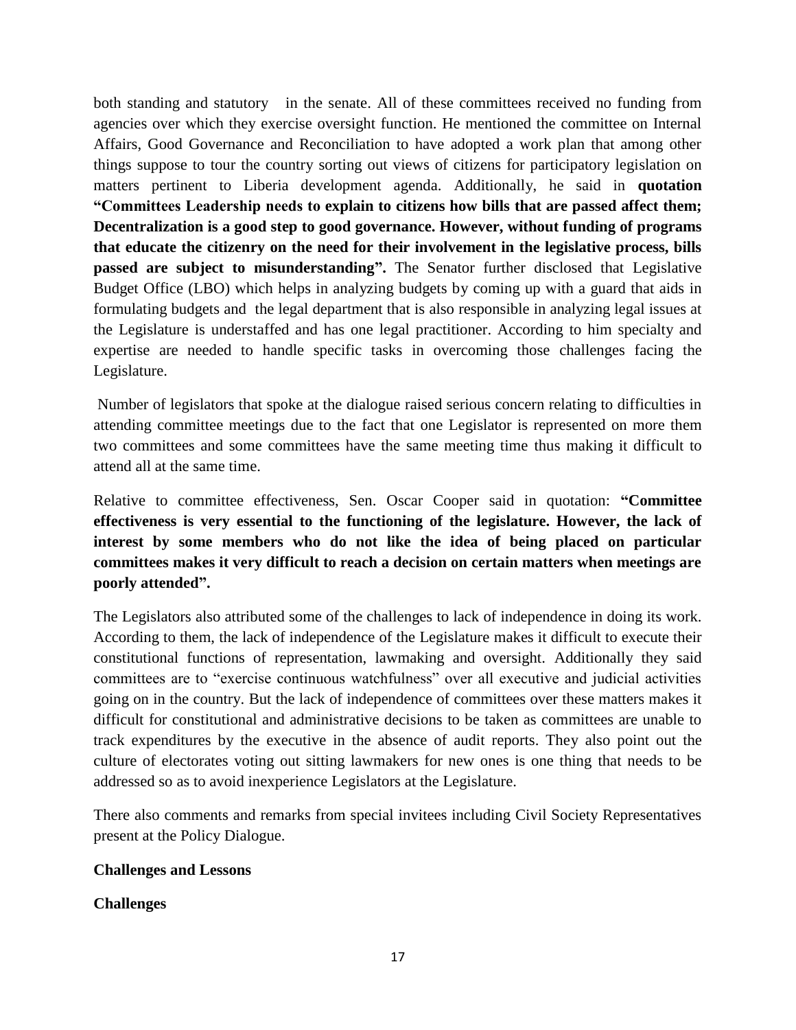both standing and statutory  in the senate. All of these committees received no funding from agencies over which they exercise oversight function. He mentioned the committee on Internal Affairs, Good Governance and Reconciliation to have adopted a work plan that among other things suppose to tour the country sorting out views of citizens for participatory legislation on matters pertinent to Liberia development agenda. Additionally, he said in **quotation "Committees Leadership needs to explain to citizens how bills that are passed affect them; Decentralization is a good step to good governance. However, without funding of programs that educate the citizenry on the need for their involvement in the legislative process, bills passed are subject to misunderstanding".** The Senator further disclosed that Legislative Budget Office (LBO) which helps in analyzing budgets by coming up with a guard that aids in formulating budgets and the legal department that is also responsible in analyzing legal issues at the Legislature is understaffed and has one legal practitioner. According to him specialty and expertise are needed to handle specific tasks in overcoming those challenges facing the Legislature.

Number of legislators that spoke at the dialogue raised serious concern relating to difficulties in attending committee meetings due to the fact that one Legislator is represented on more them two committees and some committees have the same meeting time thus making it difficult to attend all at the same time.

Relative to committee effectiveness, Sen. Oscar Cooper said in quotation: **"Committee effectiveness is very essential to the functioning of the legislature. However, the lack of interest by some members who do not like the idea of being placed on particular committees makes it very difficult to reach a decision on certain matters when meetings are poorly attended".**

The Legislators also attributed some of the challenges to lack of independence in doing its work. According to them, the lack of independence of the Legislature makes it difficult to execute their constitutional functions of representation, lawmaking and oversight. Additionally they said committees are to "exercise continuous watchfulness" over all executive and judicial activities going on in the country. But the lack of independence of committees over these matters makes it difficult for constitutional and administrative decisions to be taken as committees are unable to track expenditures by the executive in the absence of audit reports. They also point out the culture of electorates voting out sitting lawmakers for new ones is one thing that needs to be addressed so as to avoid inexperience Legislators at the Legislature.

There also comments and remarks from special invitees including Civil Society Representatives present at the Policy Dialogue.

**Challenges and Lessons**

**Challenges**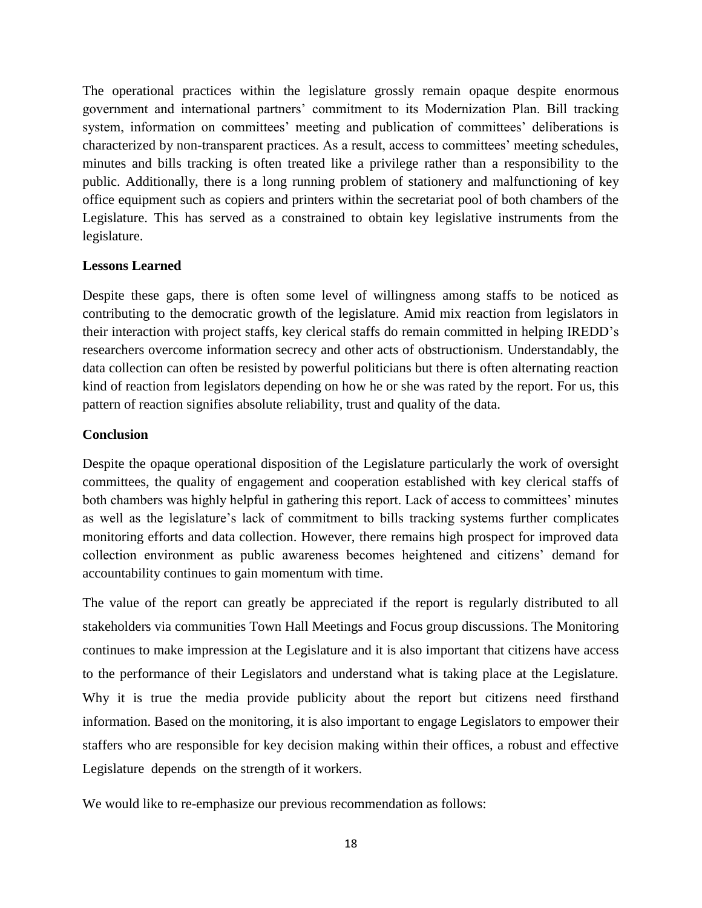The operational practices within the legislature grossly remain opaque despite enormous government and international partners' commitment to its Modernization Plan. Bill tracking system, information on committees' meeting and publication of committees' deliberations is characterized by non-transparent practices. As a result, access to committees' meeting schedules, minutes and bills tracking is often treated like a privilege rather than a responsibility to the public. Additionally, there is a long running problem of stationery and malfunctioning of key office equipment such as copiers and printers within the secretariat pool of both chambers of the Legislature. This has served as a constrained to obtain key legislative instruments from the legislature.

**Lessons Learned**

Despite these gaps, there is often some level of willingness among staffs to be noticed as contributing to the democratic growth of the legislature. Amid mix reaction from legislators in their interaction with project staffs, key clerical staffs do remain committed in helping IREDD's researchers overcome information secrecy and other acts of obstructionism. Understandably, the data collection can often be resisted by powerful politicians but there is often alternating reaction kind of reaction from legislators depending on how he or she was rated by the report. For us, this pattern of reaction signifies absolute reliability, trust and quality of the data.

**Conclusion**

Despite the opaque operational disposition of the Legislature particularly the work of oversight committees, the quality of engagement and cooperation established with key clerical staffs of both chambers was highly helpful in gathering this report. Lack of access to committees' minutes as well as the legislature's lack of commitment to bills tracking systems further complicates monitoring efforts and data collection. However, there remains high prospect for improved data collection environment as public awareness becomes heightened and citizens' demand for accountability continues to gain momentum with time.

The value of the report can greatly be appreciated if the report is regularly distributed to all stakeholders via communities Town Hall Meetings and Focus group discussions. The Monitoring continues to make impression at the Legislature and it is also important that citizens have access to the performance of their Legislators and understand what is taking place at the Legislature. Why it is true the media provide publicity about the report but citizens need firsthand information. Based on the monitoring, it is also important to engage Legislators to empower their staffers who are responsible for key decision making within their offices, a robust and effective Legislature depends on the strength of it workers.

We would like to re-emphasize our previous recommendation as follows: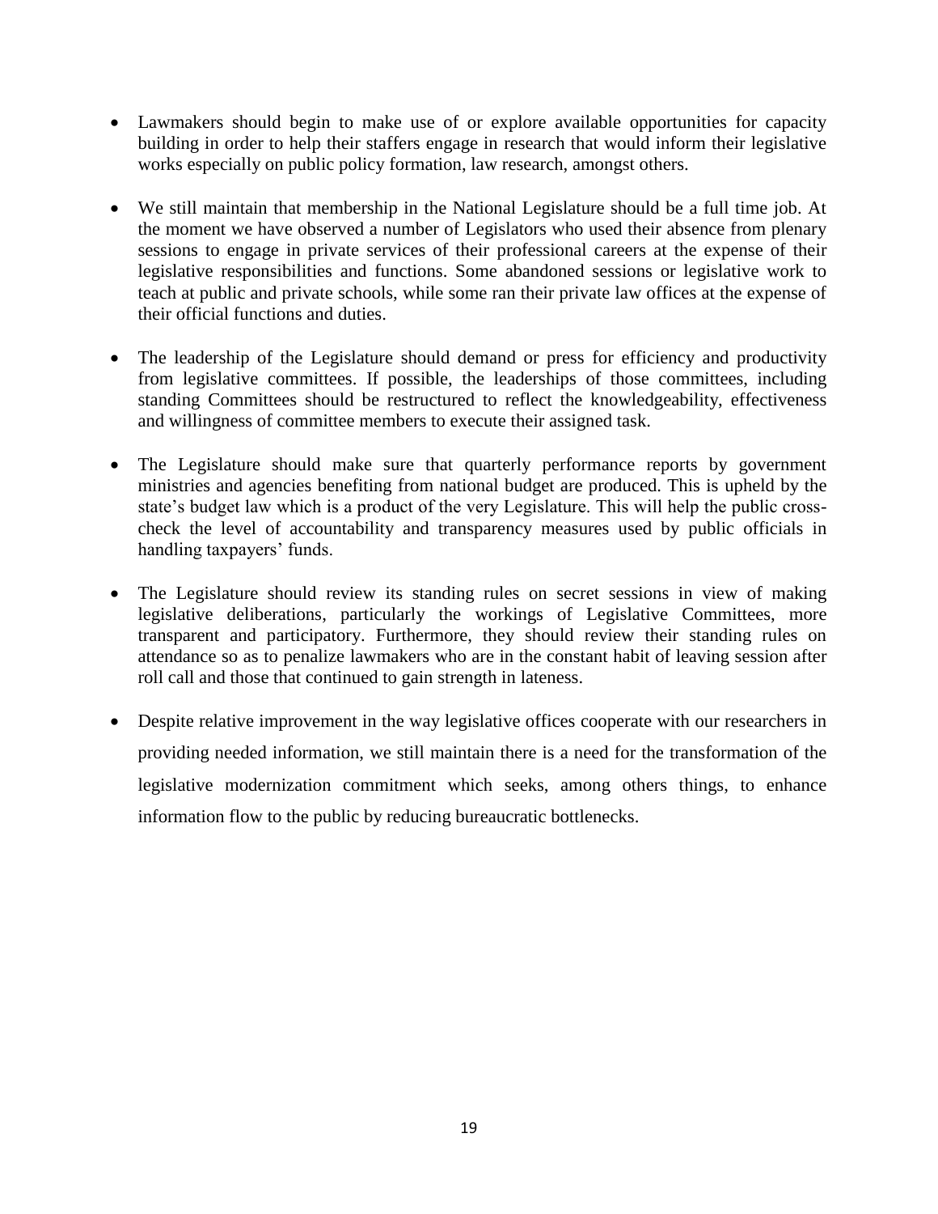- Lawmakers should begin to make use of or explore available opportunities for capacity building in order to help their staffers engage in research that would inform their legislative works especially on public policy formation, law research, amongst others.

- We still maintain that membership in the National Legislature should be a full time job. At the moment we have observed a number of Legislators who used their absence from plenary sessions to engage in private services of their professional careers at the expense of their legislative responsibilities and functions. Some abandoned sessions or legislative work to teach at public and private schools, while some ran their private law offices at the expense of their official functions and duties.

- The leadership of the Legislature should demand or press for efficiency and productivity from legislative committees. If possible, the leaderships of those committees, including standing Committees should be restructured to reflect the knowledgeability, effectiveness and willingness of committee members to execute their assigned task.

- The Legislature should make sure that quarterly performance reports by government ministries and agencies benefiting from national budget are produced. This is upheld by the state's budget law which is a product of the very Legislature. This will help the public cross-check the level of accountability and transparency measures used by public officials in handling taxpayers' funds.

- The Legislature should review its standing rules on secret sessions in view of making legislative deliberations, particularly the workings of Legislative Committees, more transparent and participatory. Furthermore, they should review their standing rules on attendance so as to penalize lawmakers who are in the constant habit of leaving session after roll call and those that continued to gain strength in lateness.

- Despite relative improvement in the way legislative offices cooperate with our researchers in providing needed information, we still maintain there is a need for the transformation of the legislative modernization commitment which seeks, among others things, to enhance information flow to the public by reducing bureaucratic bottlenecks.